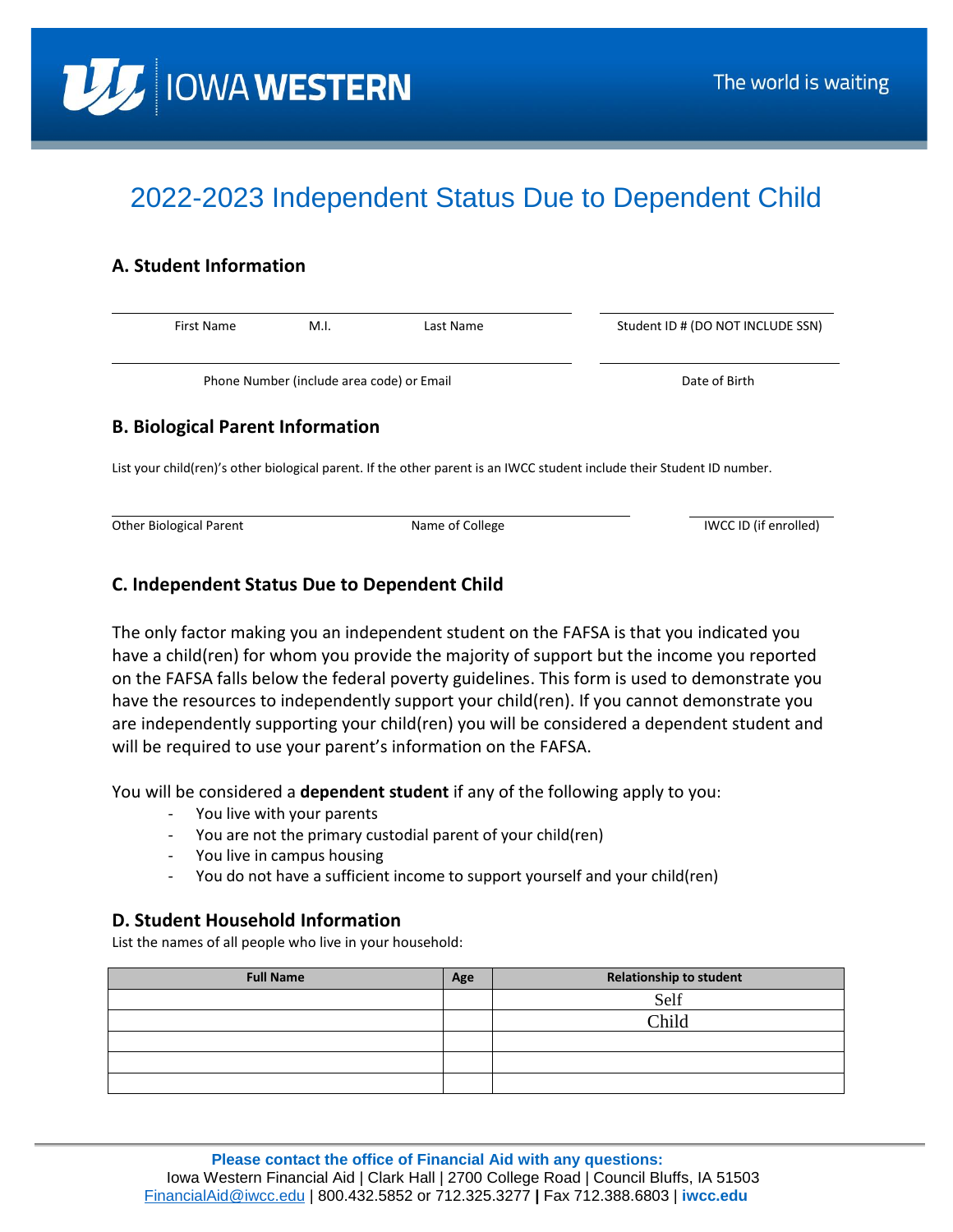IOWA WESTERN

The world is waiting

# 2022-2023 Independent Status Due to Dependent Child

## A. Student Information

First Name M.I. Last Name | Student ID # (DO NOT INCLUDE SSN)

Phone Number (include area code) or Email | Date of Birth

## B. Biological Parent Information

List your child(ren)'s other biological parent. If the other parent is an IWCC student include their Student ID number.

Other Biological Parent | Name of College | IWCC ID (if enrolled)

## C. Independent Status Due to Dependent Child

The only factor making you an independent student on the FAFSA is that you indicated you have a child(ren) for whom you provide the majority of support but the income you reported on the FAFSA falls below the federal poverty guidelines. This form is used to demonstrate you have the resources to independently support your child(ren). If you cannot demonstrate you are independently supporting your child(ren) you will be considered a dependent student and will be required to use your parent's information on the FAFSA.

You will be considered a **dependent student** if any of the following apply to you:

- You live with your parents
- You are not the primary custodial parent of your child(ren)
- You live in campus housing
- You do not have a sufficient income to support yourself and your child(ren)

## D. Student Household Information

List the names of all people who live in your household:

| Full Name | Age | Relationship to student |
|---|---|---|
| | | Self |
| | | Child |
| | | |
| | | |
| | | |

**Please contact the office of Financial Aid with any questions:**
Iowa Western Financial Aid | Clark Hall | 2700 College Road | Council Bluffs, IA 51503
FinancialAid@iwcc.edu | 800.432.5852 or 712.325.3277 | Fax 712.388.6803 | **iwcc.edu**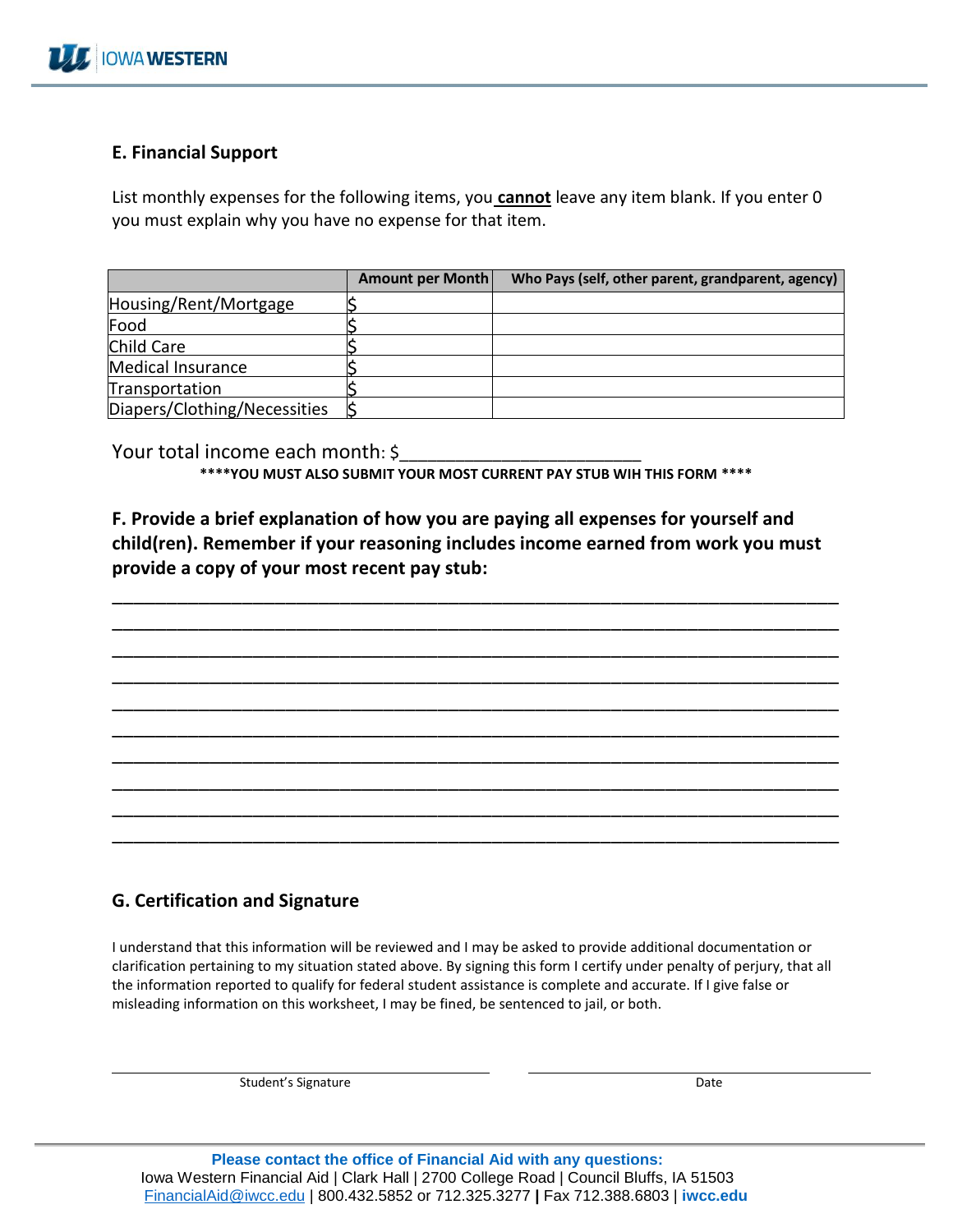## E. Financial Support

List monthly expenses for the following items, you **cannot** leave any item blank. If you enter 0 you must explain why you have no expense for that item.

| | Amount per Month | Who Pays (self, other parent, grandparent, agency) |
|---|---|---|
| Housing/Rent/Mortgage | $ | |
| Food | $ | |
| Child Care | $ | |
| Medical Insurance | $ | |
| Transportation | $ | |
| Diapers/Clothing/Necessities | $ | |

Your total income each month: $______________________

****YOU MUST ALSO SUBMIT YOUR MOST CURRENT PAY STUB WIH THIS FORM ****

**F. Provide a brief explanation of how you are paying all expenses for yourself and child(ren). Remember if your reasoning includes income earned from work you must provide a copy of your most recent pay stub:**

______________________________________________________________________________

______________________________________________________________________________

______________________________________________________________________________

______________________________________________________________________________

______________________________________________________________________________

______________________________________________________________________________

______________________________________________________________________________

______________________________________________________________________________

______________________________________________________________________________

______________________________________________________________________________

## G. Certification and Signature

I understand that this information will be reviewed and I may be asked to provide additional documentation or clarification pertaining to my situation stated above. By signing this form I certify under penalty of perjury, that all the information reported to qualify for federal student assistance is complete and accurate. If I give false or misleading information on this worksheet, I may be fined, be sentenced to jail, or both.

______________________________ ______________________________

Student's Signature Date

**Please contact the office of Financial Aid with any questions:**

Iowa Western Financial Aid | Clark Hall | 2700 College Road | Council Bluffs, IA 51503

FinancialAid@iwcc.edu | 800.432.5852 or 712.325.3277 | Fax 712.388.6803 | **iwcc.edu**